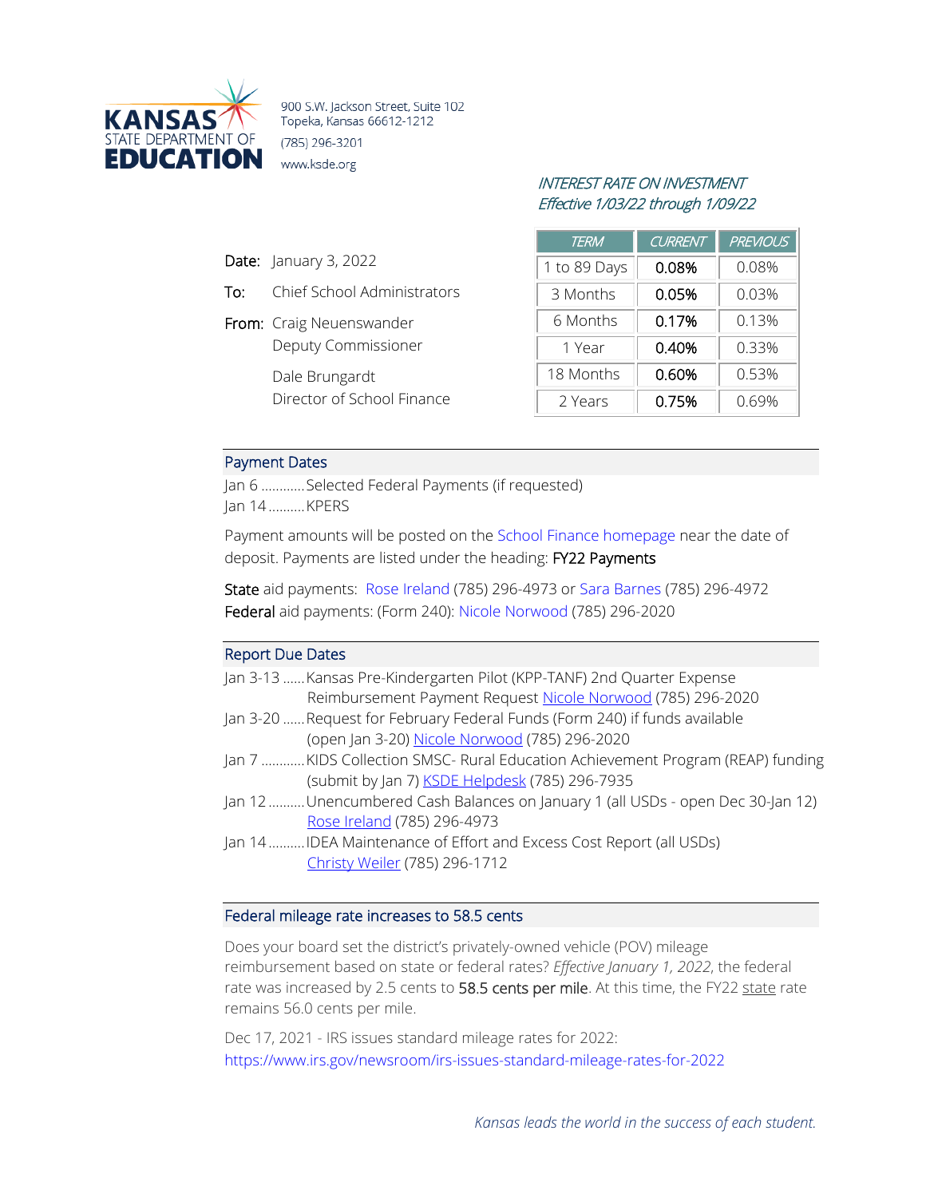**KANSAS STATE DEPARTMENT OF EDUCATION**

900 S.W. Jackson Street, Suite 102
Topeka, Kansas 66612-1212
(785) 296-3201
www.ksde.org

*INTEREST RATE ON INVESTMENT*
*Effective 1/03/22 through 1/09/22*

| TERM | CURRENT | PREVIOUS |
|---|---|---|
| 1 to 89 Days | 0.08% | 0.08% |
| 3 Months | 0.05% | 0.03% |
| 6 Months | 0.17% | 0.13% |
| 1 Year | 0.40% | 0.33% |
| 18 Months | 0.60% | 0.53% |
| 2 Years | 0.75% | 0.69% |

**Date:** January 3, 2022

**To:** Chief School Administrators

**From:** Craig Neuenswander
Deputy Commissioner

Dale Brungardt
Director of School Finance

## Payment Dates

Jan 6 ............Selected Federal Payments (if requested)
Jan 14 ..........KPERS

Payment amounts will be posted on the School Finance homepage near the date of deposit. Payments are listed under the heading: **FY22 Payments**

**State** aid payments: Rose Ireland (785) 296-4973 or Sara Barnes (785) 296-4972
**Federal** aid payments: (Form 240): Nicole Norwood (785) 296-2020

## Report Due Dates

Jan 3-13 ......Kansas Pre-Kindergarten Pilot (KPP-TANF) 2nd Quarter Expense Reimbursement Payment Request Nicole Norwood (785) 296-2020
Jan 3-20 ......Request for February Federal Funds (Form 240) if funds available (open Jan 3-20) Nicole Norwood (785) 296-2020
Jan 7 ............KIDS Collection SMSC- Rural Education Achievement Program (REAP) funding (submit by Jan 7) KSDE Helpdesk (785) 296-7935
Jan 12 ..........Unencumbered Cash Balances on January 1 (all USDs - open Dec 30-Jan 12) Rose Ireland (785) 296-4973
Jan 14 ..........IDEA Maintenance of Effort and Excess Cost Report (all USDs) Christy Weiler (785) 296-1712

## Federal mileage rate increases to 58.5 cents

Does your board set the district's privately-owned vehicle (POV) mileage reimbursement based on state or federal rates? *Effective January 1, 2022*, the federal rate was increased by 2.5 cents to **58.5 cents per mile**. At this time, the FY22 state rate remains 56.0 cents per mile.

Dec 17, 2021 - IRS issues standard mileage rates for 2022:
https://www.irs.gov/newsroom/irs-issues-standard-mileage-rates-for-2022

*Kansas leads the world in the success of each student.*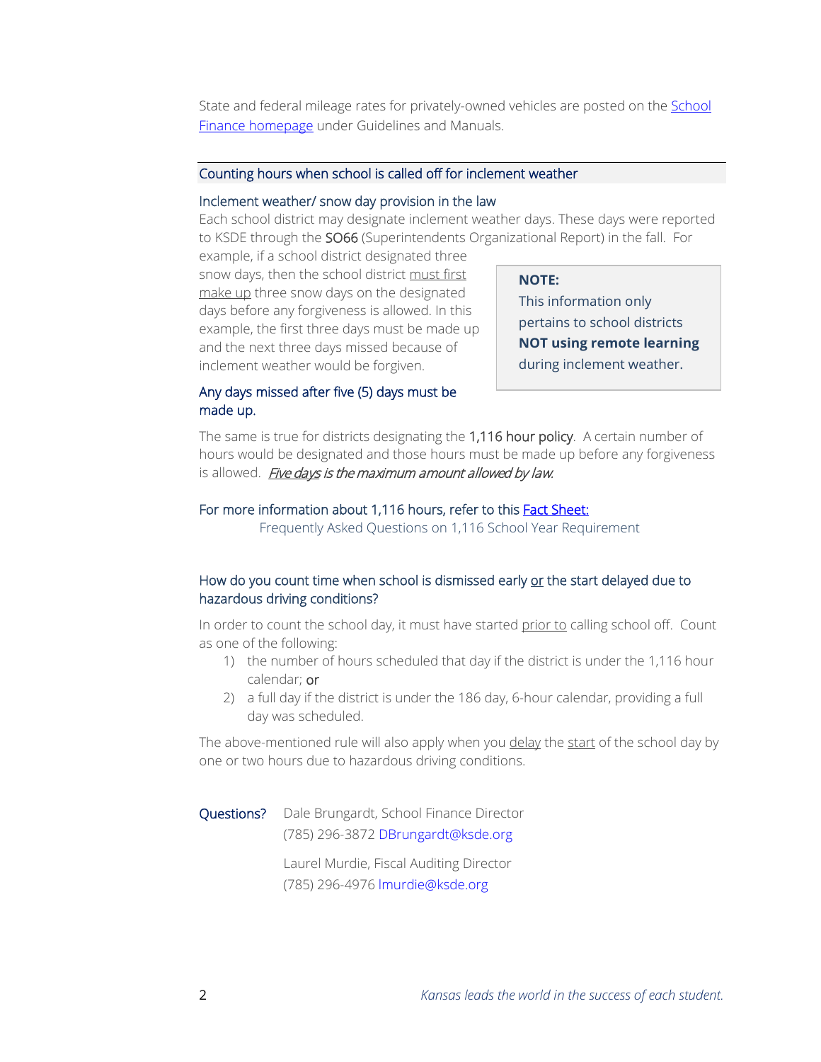State and federal mileage rates for privately-owned vehicles are posted on the [School Finance homepage]() under Guidelines and Manuals.

## Counting hours when school is called off for inclement weather

### Inclement weather/ snow day provision in the law

Each school district may designate inclement weather days. These days were reported to KSDE through the SO66 (Superintendents Organizational Report) in the fall. For example, if a school district designated three snow days, then the school district must first make up three snow days on the designated days before any forgiveness is allowed. In this example, the first three days must be made up and the next three days missed because of inclement weather would be forgiven.

> **NOTE:**
> This information only pertains to school districts **NOT using remote learning** during inclement weather.

**Any days missed after five (5) days must be made up.**

The same is true for districts designating the 1,116 hour policy. A certain number of hours would be designated and those hours must be made up before any forgiveness is allowed. *Five days is the maximum amount allowed by law.*

For more information about 1,116 hours, refer to this [Fact Sheet:]()
Frequently Asked Questions on 1,116 School Year Requirement

### How do you count time when school is dismissed early or the start delayed due to hazardous driving conditions?

In order to count the school day, it must have started prior to calling school off. Count as one of the following:

1) the number of hours scheduled that day if the district is under the 1,116 hour calendar; or
2) a full day if the district is under the 186 day, 6-hour calendar, providing a full day was scheduled.

The above-mentioned rule will also apply when you delay the start of the school day by one or two hours due to hazardous driving conditions.

**Questions?**

Dale Brungardt, School Finance Director
(785) 296-3872 DBrungardt@ksde.org

Laurel Murdie, Fiscal Auditing Director
(785) 296-4976 lmurdie@ksde.org

*Kansas leads the world in the success of each student.*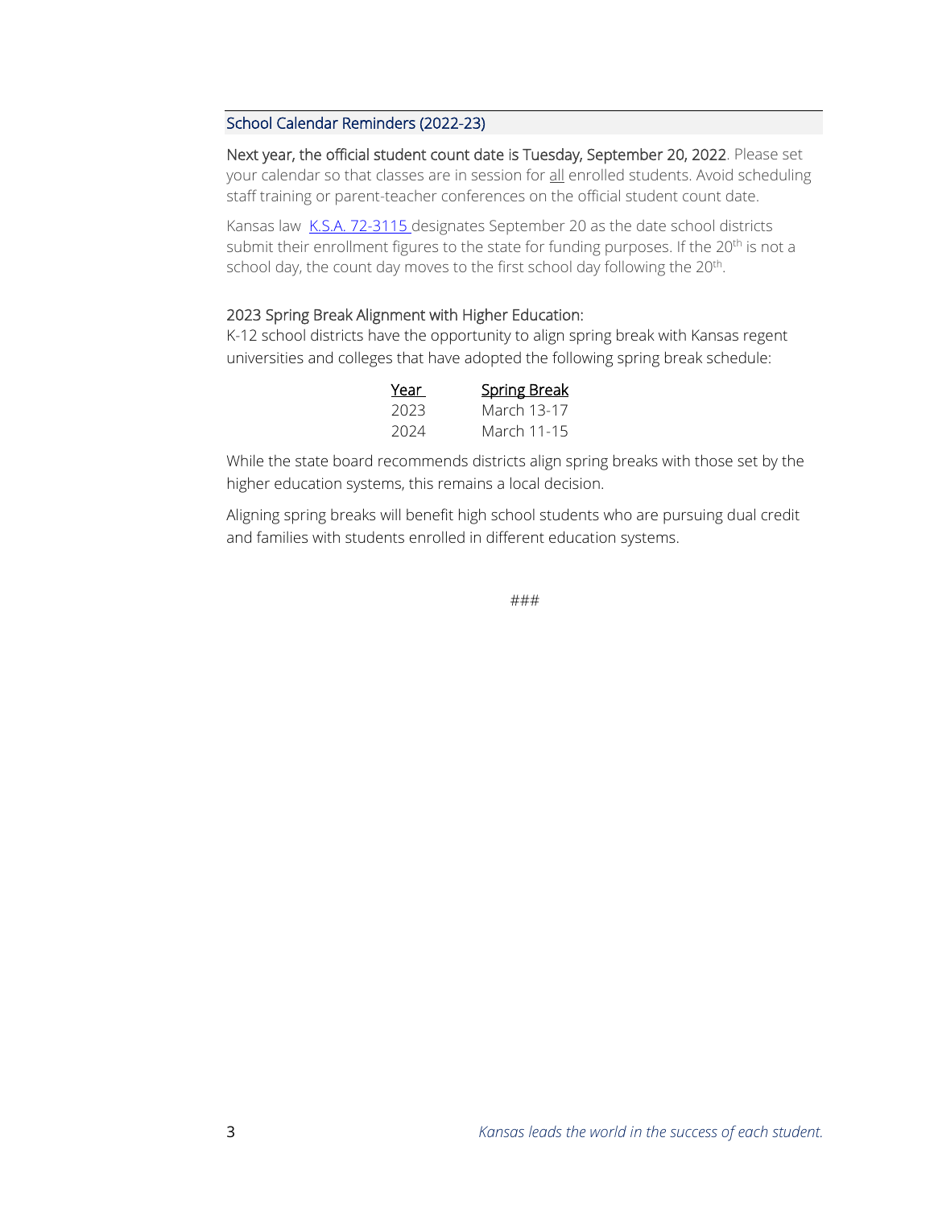## School Calendar Reminders (2022-23)

**Next year, the official student count date is Tuesday, September 20, 2022**. Please set your calendar so that classes are in session for all enrolled students. Avoid scheduling staff training or parent-teacher conferences on the official student count date.

Kansas law [K.S.A. 72-3115](K.S.A. 72-3115) designates September 20 as the date school districts submit their enrollment figures to the state for funding purposes. If the 20th is not a school day, the count day moves to the first school day following the 20th.

### 2023 Spring Break Alignment with Higher Education:

K-12 school districts have the opportunity to align spring break with Kansas regent universities and colleges that have adopted the following spring break schedule:

| Year | Spring Break |
| --- | --- |
| 2023 | March 13-17 |
| 2024 | March 11-15 |

While the state board recommends districts align spring breaks with those set by the higher education systems, this remains a local decision.

Aligning spring breaks will benefit high school students who are pursuing dual credit and families with students enrolled in different education systems.

###

*Kansas leads the world in the success of each student.*